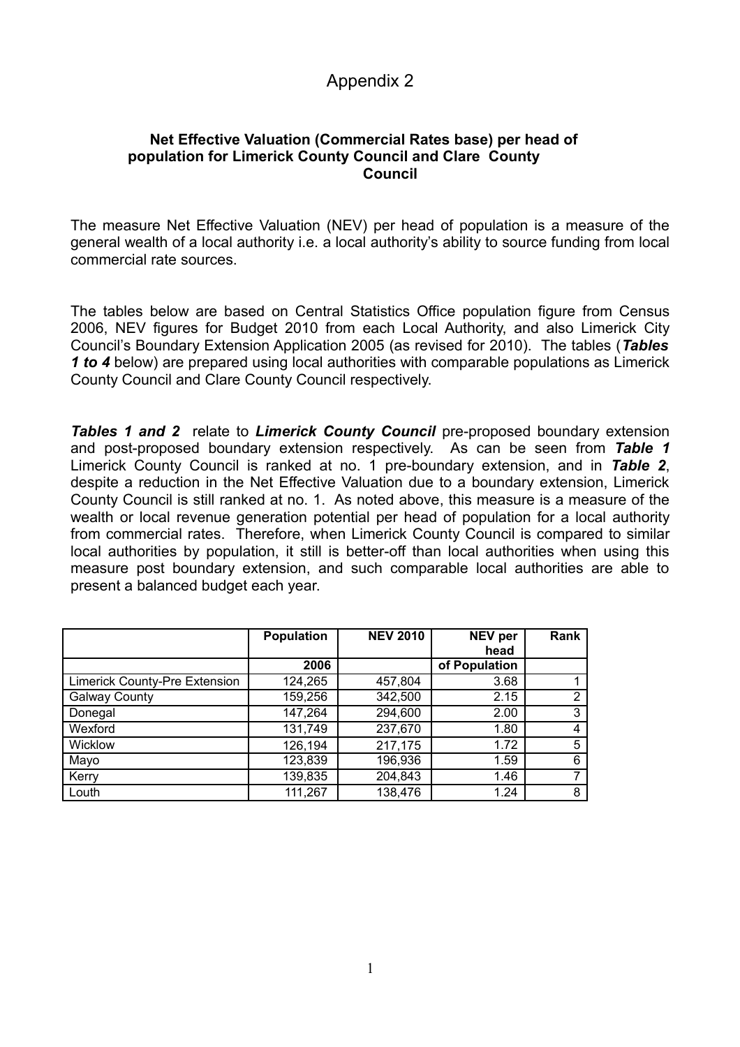# Appendix 2

### Net Effective Valuation (Commercial Rates base) per head of population for Limerick County Council and Clare County Council

The measure Net Effective Valuation (NEV) per head of population is a measure of the general wealth of a local authority i.e. a local authority's ability to source funding from local commercial rate sources.

The tables below are based on Central Statistics Office population figure from Census 2006, NEV figures for Budget 2010 from each Local Authority, and also Limerick City Council's Boundary Extension Application 2005 (as revised for 2010). The tables (***Tables 1 to 4*** below) are prepared using local authorities with comparable populations as Limerick County Council and Clare County Council respectively.

***Tables 1 and 2*** relate to ***Limerick County Council*** pre-proposed boundary extension and post-proposed boundary extension respectively. As can be seen from ***Table 1*** Limerick County Council is ranked at no. 1 pre-boundary extension, and in ***Table 2***, despite a reduction in the Net Effective Valuation due to a boundary extension, Limerick County Council is still ranked at no. 1. As noted above, this measure is a measure of the wealth or local revenue generation potential per head of population for a local authority from commercial rates. Therefore, when Limerick County Council is compared to similar local authorities by population, it still is better-off than local authorities when using this measure post boundary extension, and such comparable local authorities are able to present a balanced budget each year.

| | Population | NEV 2010 | NEV per head | Rank |
|---|---|---|---|---|
| | 2006 | | of Population | |
| Limerick County-Pre Extension | 124,265 | 457,804 | 3.68 | 1 |
| Galway County | 159,256 | 342,500 | 2.15 | 2 |
| Donegal | 147,264 | 294,600 | 2.00 | 3 |
| Wexford | 131,749 | 237,670 | 1.80 | 4 |
| Wicklow | 126,194 | 217,175 | 1.72 | 5 |
| Mayo | 123,839 | 196,936 | 1.59 | 6 |
| Kerry | 139,835 | 204,843 | 1.46 | 7 |
| Louth | 111,267 | 138,476 | 1.24 | 8 |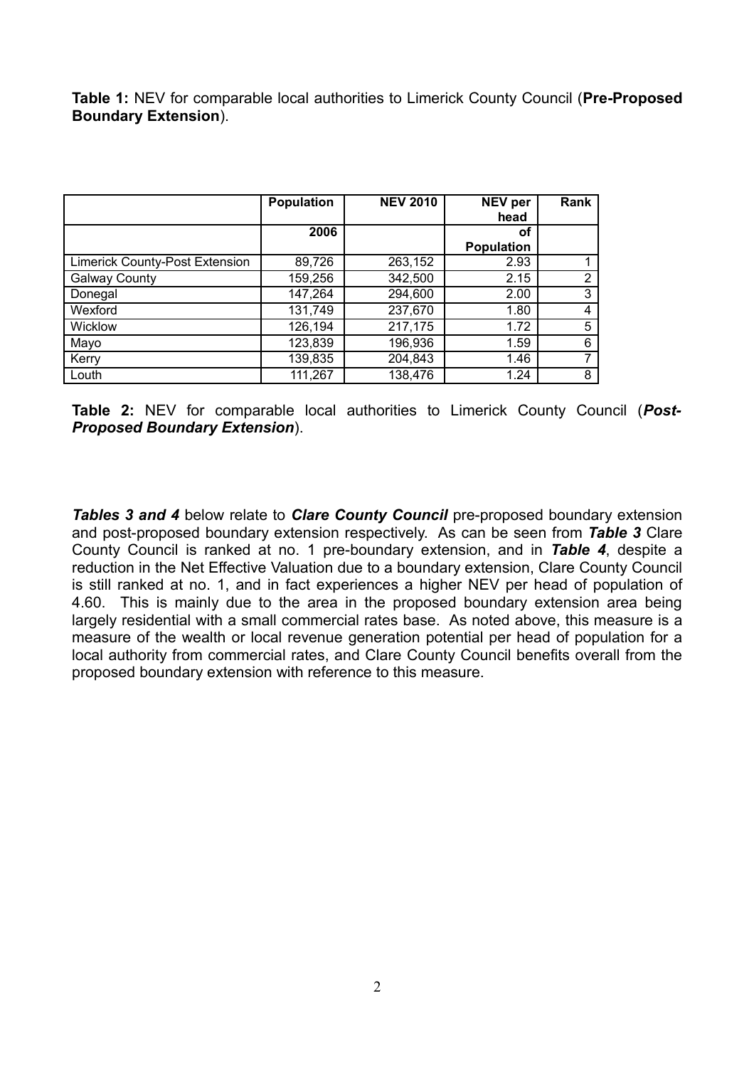**Table 1:** NEV for comparable local authorities to Limerick County Council (**Pre-Proposed Boundary Extension**).

| | Population 2006 | NEV 2010 | NEV per head of Population | Rank |
|---|---|---|---|---|
| Limerick County-Post Extension | 89,726 | 263,152 | 2.93 | 1 |
| Galway County | 159,256 | 342,500 | 2.15 | 2 |
| Donegal | 147,264 | 294,600 | 2.00 | 3 |
| Wexford | 131,749 | 237,670 | 1.80 | 4 |
| Wicklow | 126,194 | 217,175 | 1.72 | 5 |
| Mayo | 123,839 | 196,936 | 1.59 | 6 |
| Kerry | 139,835 | 204,843 | 1.46 | 7 |
| Louth | 111,267 | 138,476 | 1.24 | 8 |

**Table 2:** NEV for comparable local authorities to Limerick County Council (***Post-Proposed Boundary Extension***).

***Tables 3 and 4*** below relate to ***Clare County Council*** pre-proposed boundary extension and post-proposed boundary extension respectively. As can be seen from ***Table 3*** Clare County Council is ranked at no. 1 pre-boundary extension, and in ***Table 4***, despite a reduction in the Net Effective Valuation due to a boundary extension, Clare County Council is still ranked at no. 1, and in fact experiences a higher NEV per head of population of 4.60. This is mainly due to the area in the proposed boundary extension area being largely residential with a small commercial rates base. As noted above, this measure is a measure of the wealth or local revenue generation potential per head of population for a local authority from commercial rates, and Clare County Council benefits overall from the proposed boundary extension with reference to this measure.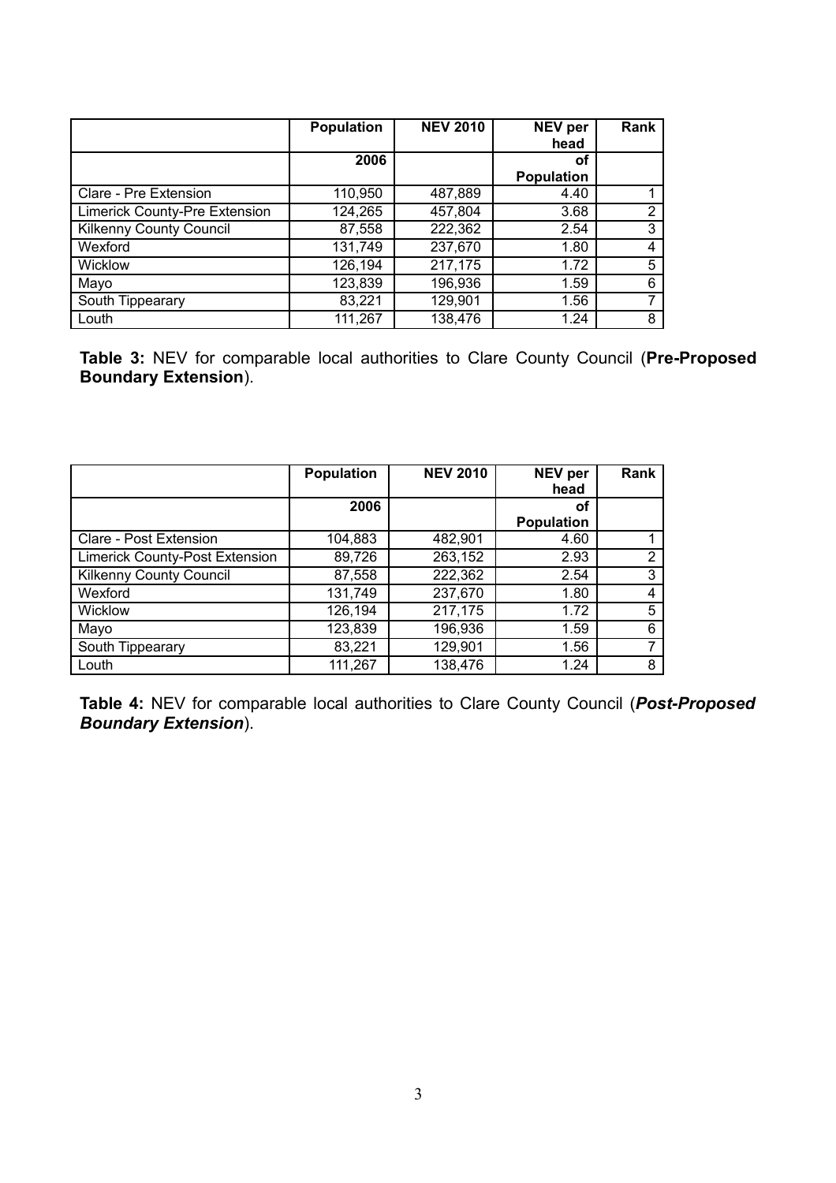| | Population | NEV 2010 | NEV per head | Rank |
|---|---|---|---|---|
| | 2006 | | of Population | |
| Clare - Pre Extension | 110,950 | 487,889 | 4.40 | 1 |
| Limerick County-Pre Extension | 124,265 | 457,804 | 3.68 | 2 |
| Kilkenny County Council | 87,558 | 222,362 | 2.54 | 3 |
| Wexford | 131,749 | 237,670 | 1.80 | 4 |
| Wicklow | 126,194 | 217,175 | 1.72 | 5 |
| Mayo | 123,839 | 196,936 | 1.59 | 6 |
| South Tippearary | 83,221 | 129,901 | 1.56 | 7 |
| Louth | 111,267 | 138,476 | 1.24 | 8 |

**Table 3:** NEV for comparable local authorities to Clare County Council (**Pre-Proposed Boundary Extension**).

| | Population | NEV 2010 | NEV per head | Rank |
|---|---|---|---|---|
| | 2006 | | of Population | |
| Clare - Post Extension | 104,883 | 482,901 | 4.60 | 1 |
| Limerick County-Post Extension | 89,726 | 263,152 | 2.93 | 2 |
| Kilkenny County Council | 87,558 | 222,362 | 2.54 | 3 |
| Wexford | 131,749 | 237,670 | 1.80 | 4 |
| Wicklow | 126,194 | 217,175 | 1.72 | 5 |
| Mayo | 123,839 | 196,936 | 1.59 | 6 |
| South Tippearary | 83,221 | 129,901 | 1.56 | 7 |
| Louth | 111,267 | 138,476 | 1.24 | 8 |

**Table 4:** NEV for comparable local authorities to Clare County Council (***Post-Proposed Boundary Extension***).